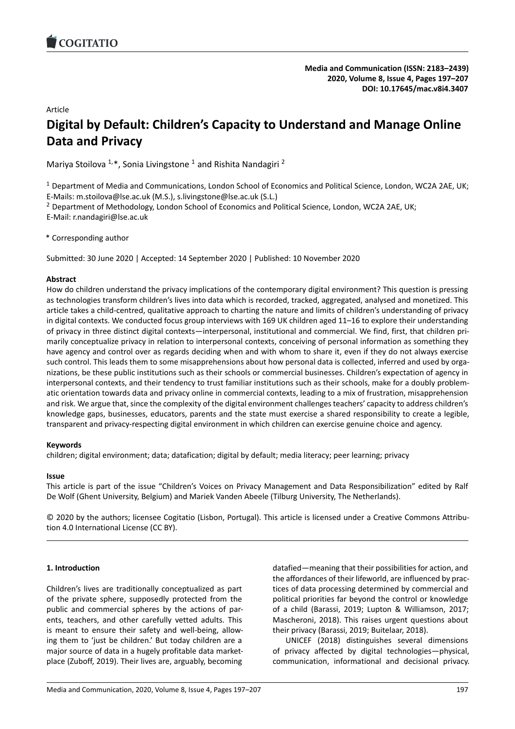Article

# Digital by Default: Children's Capacity to Understand and Manage Online Data and Privacy

Mariya Stoilova [1,*], Sonia Livingstone [1] and Rishita Nandagiri [2]

[1] Department of Media and Communications, London School of Economics and Political Science, London, WC2A 2AE, UK; E-Mails: m.stoilova@lse.ac.uk (M.S.), s.livingstone@lse.ac.uk (S.L.)

[2] Department of Methodology, London School of Economics and Political Science, London, WC2A 2AE, UK; E-Mail: r.nandagiri@lse.ac.uk

* Corresponding author

Submitted: 30 June 2020 | Accepted: 14 September 2020 | Published: 10 November 2020

**Abstract**

How do children understand the privacy implications of the contemporary digital environment? This question is pressing as technologies transform children's lives into data which is recorded, tracked, aggregated, analysed and monetized. This article takes a child-centred, qualitative approach to charting the nature and limits of children's understanding of privacy in digital contexts. We conducted focus group interviews with 169 UK children aged 11–16 to explore their understanding of privacy in three distinct digital contexts—interpersonal, institutional and commercial. We find, first, that children primarily conceptualize privacy in relation to interpersonal contexts, conceiving of personal information as something they have agency and control over as regards deciding when and with whom to share it, even if they do not always exercise such control. This leads them to some misapprehensions about how personal data is collected, inferred and used by organizations, be these public institutions such as their schools or commercial businesses. Children's expectation of agency in interpersonal contexts, and their tendency to trust familiar institutions such as their schools, make for a doubly problematic orientation towards data and privacy online in commercial contexts, leading to a mix of frustration, misapprehension and risk. We argue that, since the complexity of the digital environment challenges teachers' capacity to address children's knowledge gaps, businesses, educators, parents and the state must exercise a shared responsibility to create a legible, transparent and privacy-respecting digital environment in which children can exercise genuine choice and agency.

**Keywords**

children; digital environment; data; datafication; digital by default; media literacy; peer learning; privacy

**Issue**

This article is part of the issue "Children's Voices on Privacy Management and Data Responsibilization" edited by Ralf De Wolf (Ghent University, Belgium) and Mariek Vanden Abeele (Tilburg University, The Netherlands).

© 2020 by the authors; licensee Cogitatio (Lisbon, Portugal). This article is licensed under a Creative Commons Attribution 4.0 International License (CC BY).

## 1. Introduction

Children's lives are traditionally conceptualized as part of the private sphere, supposedly protected from the public and commercial spheres by the actions of parents, teachers, and other carefully vetted adults. This is meant to ensure their safety and well-being, allowing them to 'just be children.' But today children are a major source of data in a hugely profitable data marketplace (Zuboff, 2019). Their lives are, arguably, becoming datafied—meaning that their possibilities for action, and the affordances of their lifeworld, are influenced by practices of data processing determined by commercial and political priorities far beyond the control or knowledge of a child (Barassi, 2019; Lupton & Williamson, 2017; Mascheroni, 2018). This raises urgent questions about their privacy (Barassi, 2019; Buitelaar, 2018).

UNICEF (2018) distinguishes several dimensions of privacy affected by digital technologies—physical, communication, informational and decisional privacy.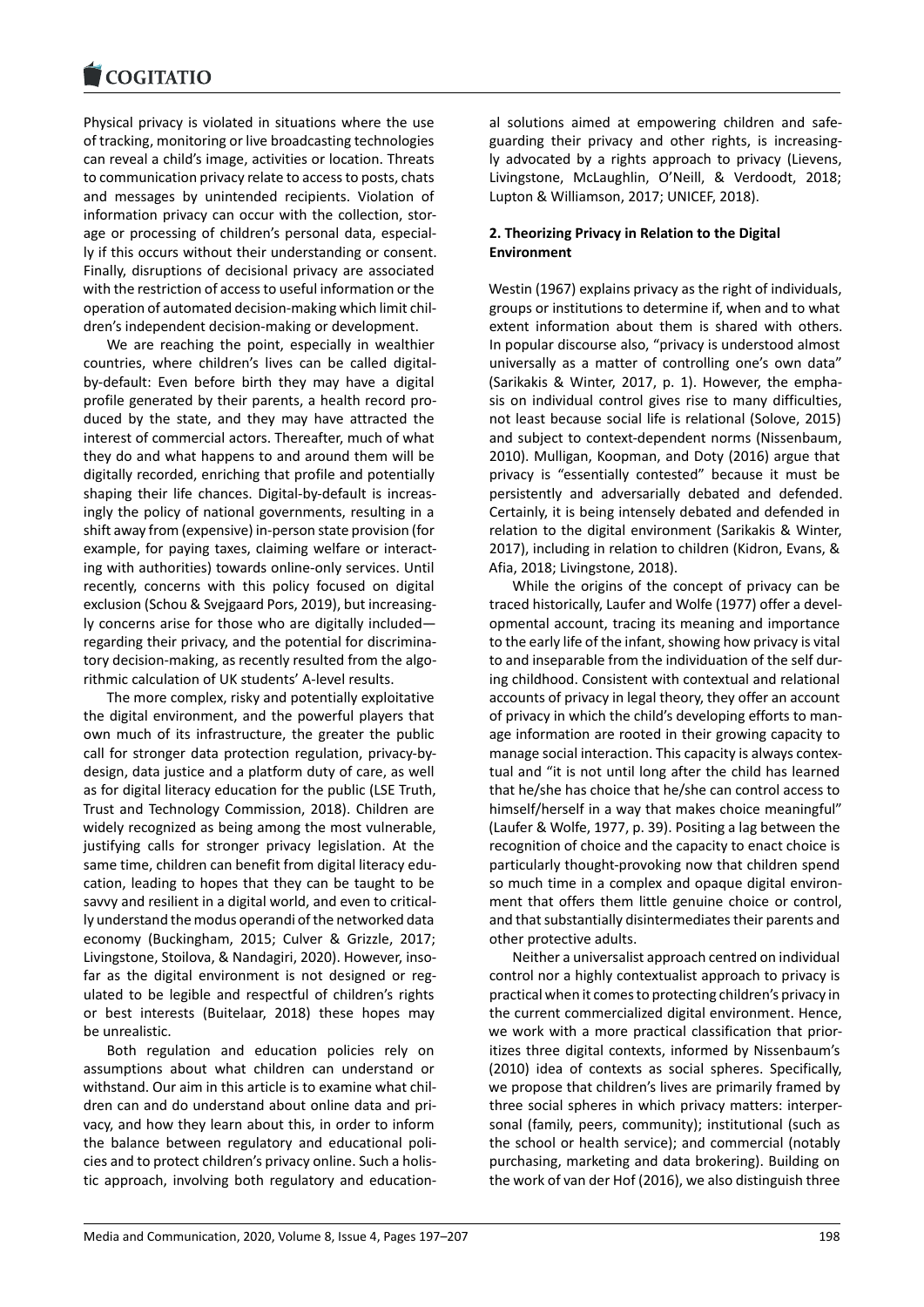Physical privacy is violated in situations where the use of tracking, monitoring or live broadcasting technologies can reveal a child's image, activities or location. Threats to communication privacy relate to access to posts, chats and messages by unintended recipients. Violation of information privacy can occur with the collection, storage or processing of children's personal data, especially if this occurs without their understanding or consent. Finally, disruptions of decisional privacy are associated with the restriction of access to useful information or the operation of automated decision-making which limit children's independent decision-making or development.

We are reaching the point, especially in wealthier countries, where children's lives can be called digital-by-default: Even before birth they may have a digital profile generated by their parents, a health record produced by the state, and they may have attracted the interest of commercial actors. Thereafter, much of what they do and what happens to and around them will be digitally recorded, enriching that profile and potentially shaping their life chances. Digital-by-default is increasingly the policy of national governments, resulting in a shift away from (expensive) in-person state provision (for example, for paying taxes, claiming welfare or interacting with authorities) towards online-only services. Until recently, concerns with this policy focused on digital exclusion (Schou & Svejgaard Pors, 2019), but increasingly concerns arise for those who are digitally included—regarding their privacy, and the potential for discriminatory decision-making, as recently resulted from the algorithmic calculation of UK students' A-level results.

The more complex, risky and potentially exploitative the digital environment, and the powerful players that own much of its infrastructure, the greater the public call for stronger data protection regulation, privacy-by-design, data justice and a platform duty of care, as well as for digital literacy education for the public (LSE Truth, Trust and Technology Commission, 2018). Children are widely recognized as being among the most vulnerable, justifying calls for stronger privacy legislation. At the same time, children can benefit from digital literacy education, leading to hopes that they can be taught to be savvy and resilient in a digital world, and even to critically understand the modus operandi of the networked data economy (Buckingham, 2015; Culver & Grizzle, 2017; Livingstone, Stoilova, & Nandagiri, 2020). However, insofar as the digital environment is not designed or regulated to be legible and respectful of children's rights or best interests (Buitelaar, 2018) these hopes may be unrealistic.

Both regulation and education policies rely on assumptions about what children can understand or withstand. Our aim in this article is to examine what children can and do understand about online data and privacy, and how they learn about this, in order to inform the balance between regulatory and educational policies and to protect children's privacy online. Such a holistic approach, involving both regulatory and educational solutions aimed at empowering children and safeguarding their privacy and other rights, is increasingly advocated by a rights approach to privacy (Lievens, Livingstone, McLaughlin, O'Neill, & Verdoodt, 2018; Lupton & Williamson, 2017; UNICEF, 2018).

## 2. Theorizing Privacy in Relation to the Digital Environment

Westin (1967) explains privacy as the right of individuals, groups or institutions to determine if, when and to what extent information about them is shared with others. In popular discourse also, "privacy is understood almost universally as a matter of controlling one's own data" (Sarikakis & Winter, 2017, p. 1). However, the emphasis on individual control gives rise to many difficulties, not least because social life is relational (Solove, 2015) and subject to context-dependent norms (Nissenbaum, 2010). Mulligan, Koopman, and Doty (2016) argue that privacy is "essentially contested" because it must be persistently and adversarially debated and defended. Certainly, it is being intensely debated and defended in relation to the digital environment (Sarikakis & Winter, 2017), including in relation to children (Kidron, Evans, & Afia, 2018; Livingstone, 2018).

While the origins of the concept of privacy can be traced historically, Laufer and Wolfe (1977) offer a developmental account, tracing its meaning and importance to the early life of the infant, showing how privacy is vital to and inseparable from the individuation of the self during childhood. Consistent with contextual and relational accounts of privacy in legal theory, they offer an account of privacy in which the child's developing efforts to manage information are rooted in their growing capacity to manage social interaction. This capacity is always contextual and "it is not until long after the child has learned that he/she has choice that he/she can control access to himself/herself in a way that makes choice meaningful" (Laufer & Wolfe, 1977, p. 39). Positing a lag between the recognition of choice and the capacity to enact choice is particularly thought-provoking now that children spend so much time in a complex and opaque digital environment that offers them little genuine choice or control, and that substantially disintermediates their parents and other protective adults.

Neither a universalist approach centred on individual control nor a highly contextualist approach to privacy is practical when it comes to protecting children's privacy in the current commercialized digital environment. Hence, we work with a more practical classification that prioritizes three digital contexts, informed by Nissenbaum's (2010) idea of contexts as social spheres. Specifically, we propose that children's lives are primarily framed by three social spheres in which privacy matters: interpersonal (family, peers, community); institutional (such as the school or health service); and commercial (notably purchasing, marketing and data brokering). Building on the work of van der Hof (2016), we also distinguish three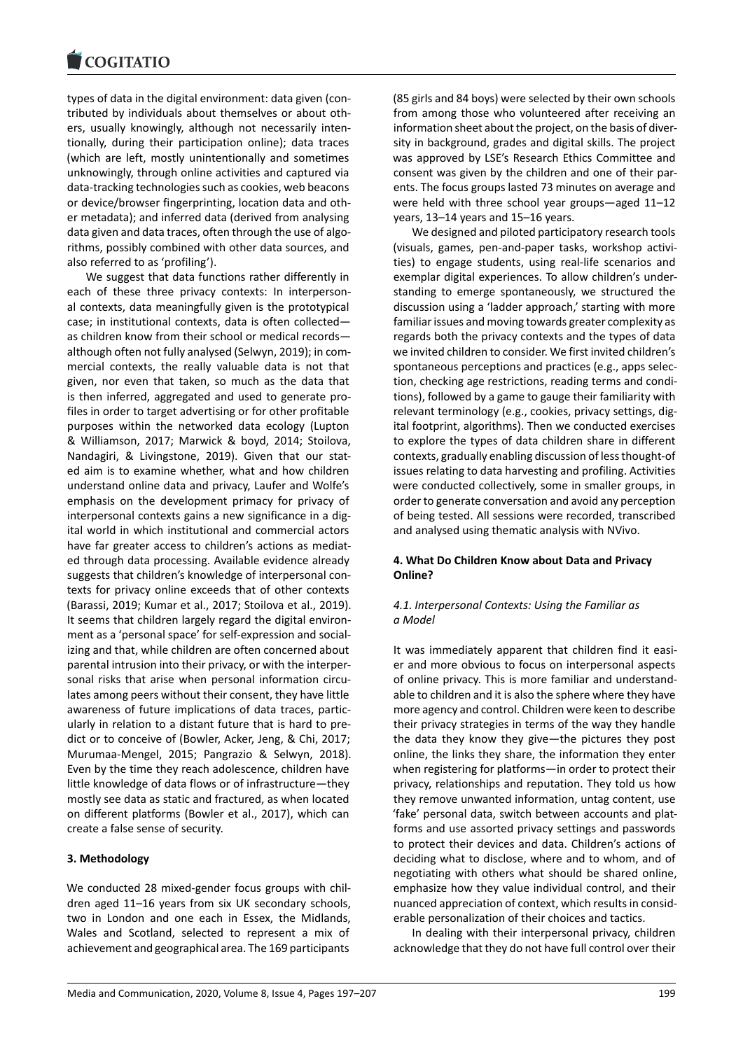types of data in the digital environment: data given (contributed by individuals about themselves or about others, usually knowingly, although not necessarily intentionally, during their participation online); data traces (which are left, mostly unintentionally and sometimes unknowingly, through online activities and captured via data-tracking technologies such as cookies, web beacons or device/browser fingerprinting, location data and other metadata); and inferred data (derived from analysing data given and data traces, often through the use of algorithms, possibly combined with other data sources, and also referred to as 'profiling').

We suggest that data functions rather differently in each of these three privacy contexts: In interpersonal contexts, data meaningfully given is the prototypical case; in institutional contexts, data is often collected—as children know from their school or medical records—although often not fully analysed (Selwyn, 2019); in commercial contexts, the really valuable data is not that given, nor even that taken, so much as the data that is then inferred, aggregated and used to generate profiles in order to target advertising or for other profitable purposes within the networked data ecology (Lupton & Williamson, 2017; Marwick & boyd, 2014; Stoilova, Nandagiri, & Livingstone, 2019). Given that our stated aim is to examine whether, what and how children understand online data and privacy, Laufer and Wolfe's emphasis on the development primacy for privacy of interpersonal contexts gains a new significance in a digital world in which institutional and commercial actors have far greater access to children's actions as mediated through data processing. Available evidence already suggests that children's knowledge of interpersonal contexts for privacy online exceeds that of other contexts (Barassi, 2019; Kumar et al., 2017; Stoilova et al., 2019). It seems that children largely regard the digital environment as a 'personal space' for self-expression and socializing and that, while children are often concerned about parental intrusion into their privacy, or with the interpersonal risks that arise when personal information circulates among peers without their consent, they have little awareness of future implications of data traces, particularly in relation to a distant future that is hard to predict or to conceive of (Bowler, Acker, Jeng, & Chi, 2017; Murumaa-Mengel, 2015; Pangrazio & Selwyn, 2018). Even by the time they reach adolescence, children have little knowledge of data flows or of infrastructure—they mostly see data as static and fractured, as when located on different platforms (Bowler et al., 2017), which can create a false sense of security.

## 3. Methodology

We conducted 28 mixed-gender focus groups with children aged 11–16 years from six UK secondary schools, two in London and one each in Essex, the Midlands, Wales and Scotland, selected to represent a mix of achievement and geographical area. The 169 participants (85 girls and 84 boys) were selected by their own schools from among those who volunteered after receiving an information sheet about the project, on the basis of diversity in background, grades and digital skills. The project was approved by LSE's Research Ethics Committee and consent was given by the children and one of their parents. The focus groups lasted 73 minutes on average and were held with three school year groups—aged 11–12 years, 13–14 years and 15–16 years.

We designed and piloted participatory research tools (visuals, games, pen-and-paper tasks, workshop activities) to engage students, using real-life scenarios and exemplar digital experiences. To allow children's understanding to emerge spontaneously, we structured the discussion using a 'ladder approach,' starting with more familiar issues and moving towards greater complexity as regards both the privacy contexts and the types of data we invited children to consider. We first invited children's spontaneous perceptions and practices (e.g., apps selection, checking age restrictions, reading terms and conditions), followed by a game to gauge their familiarity with relevant terminology (e.g., cookies, privacy settings, digital footprint, algorithms). Then we conducted exercises to explore the types of data children share in different contexts, gradually enabling discussion of less thought-of issues relating to data harvesting and profiling. Activities were conducted collectively, some in smaller groups, in order to generate conversation and avoid any perception of being tested. All sessions were recorded, transcribed and analysed using thematic analysis with NVivo.

## 4. What Do Children Know about Data and Privacy Online?

### *4.1. Interpersonal Contexts: Using the Familiar as a Model*

It was immediately apparent that children find it easier and more obvious to focus on interpersonal aspects of online privacy. This is more familiar and understandable to children and it is also the sphere where they have more agency and control. Children were keen to describe their privacy strategies in terms of the way they handle the data they know they give—the pictures they post online, the links they share, the information they enter when registering for platforms—in order to protect their privacy, relationships and reputation. They told us how they remove unwanted information, untag content, use 'fake' personal data, switch between accounts and platforms and use assorted privacy settings and passwords to protect their devices and data. Children's actions of deciding what to disclose, where and to whom, and of negotiating with others what should be shared online, emphasize how they value individual control, and their nuanced appreciation of context, which results in considerable personalization of their choices and tactics.

In dealing with their interpersonal privacy, children acknowledge that they do not have full control over their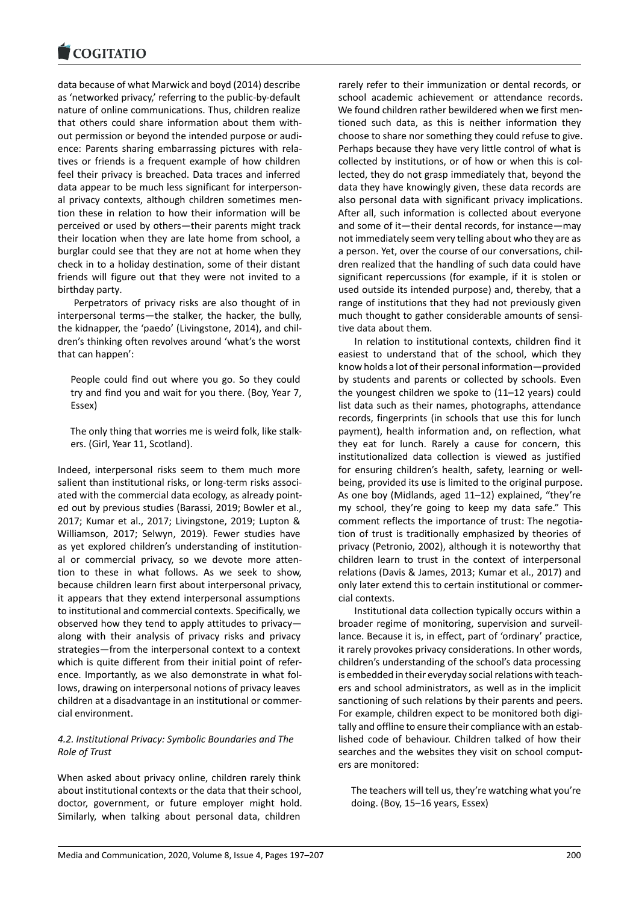data because of what Marwick and boyd (2014) describe as 'networked privacy,' referring to the public-by-default nature of online communications. Thus, children realize that others could share information about them without permission or beyond the intended purpose or audience: Parents sharing embarrassing pictures with relatives or friends is a frequent example of how children feel their privacy is breached. Data traces and inferred data appear to be much less significant for interpersonal privacy contexts, although children sometimes mention these in relation to how their information will be perceived or used by others—their parents might track their location when they are late home from school, a burglar could see that they are not at home when they check in to a holiday destination, some of their distant friends will figure out that they were not invited to a birthday party.

Perpetrators of privacy risks are also thought of in interpersonal terms—the stalker, the hacker, the bully, the kidnapper, the 'paedo' (Livingstone, 2014), and children's thinking often revolves around 'what's the worst that can happen':

> People could find out where you go. So they could try and find you and wait for you there. (Boy, Year 7, Essex)

> The only thing that worries me is weird folk, like stalkers. (Girl, Year 11, Scotland).

Indeed, interpersonal risks seem to them much more salient than institutional risks, or long-term risks associated with the commercial data ecology, as already pointed out by previous studies (Barassi, 2019; Bowler et al., 2017; Kumar et al., 2017; Livingstone, 2019; Lupton & Williamson, 2017; Selwyn, 2019). Fewer studies have as yet explored children's understanding of institutional or commercial privacy, so we devote more attention to these in what follows. As we seek to show, because children learn first about interpersonal privacy, it appears that they extend interpersonal assumptions to institutional and commercial contexts. Specifically, we observed how they tend to apply attitudes to privacy—along with their analysis of privacy risks and privacy strategies—from the interpersonal context to a context which is quite different from their initial point of reference. Importantly, as we also demonstrate in what follows, drawing on interpersonal notions of privacy leaves children at a disadvantage in an institutional or commercial environment.

### *4.2. Institutional Privacy: Symbolic Boundaries and The Role of Trust*

When asked about privacy online, children rarely think about institutional contexts or the data that their school, doctor, government, or future employer might hold. Similarly, when talking about personal data, children rarely refer to their immunization or dental records, or school academic achievement or attendance records. We found children rather bewildered when we first mentioned such data, as this is neither information they choose to share nor something they could refuse to give. Perhaps because they have very little control of what is collected by institutions, or of how or when this is collected, they do not grasp immediately that, beyond the data they have knowingly given, these data records are also personal data with significant privacy implications. After all, such information is collected about everyone and some of it—their dental records, for instance—may not immediately seem very telling about who they are as a person. Yet, over the course of our conversations, children realized that the handling of such data could have significant repercussions (for example, if it is stolen or used outside its intended purpose) and, thereby, that a range of institutions that they had not previously given much thought to gather considerable amounts of sensitive data about them.

In relation to institutional contexts, children find it easiest to understand that of the school, which they know holds a lot of their personal information—provided by students and parents or collected by schools. Even the youngest children we spoke to (11–12 years) could list data such as their names, photographs, attendance records, fingerprints (in schools that use this for lunch payment), health information and, on reflection, what they eat for lunch. Rarely a cause for concern, this institutionalized data collection is viewed as justified for ensuring children's health, safety, learning or wellbeing, provided its use is limited to the original purpose. As one boy (Midlands, aged 11–12) explained, "they're my school, they're going to keep my data safe." This comment reflects the importance of trust: The negotiation of trust is traditionally emphasized by theories of privacy (Petronio, 2002), although it is noteworthy that children learn to trust in the context of interpersonal relations (Davis & James, 2013; Kumar et al., 2017) and only later extend this to certain institutional or commercial contexts.

Institutional data collection typically occurs within a broader regime of monitoring, supervision and surveillance. Because it is, in effect, part of 'ordinary' practice, it rarely provokes privacy considerations. In other words, children's understanding of the school's data processing is embedded in their everyday social relations with teachers and school administrators, as well as in the implicit sanctioning of such relations by their parents and peers. For example, children expect to be monitored both digitally and offline to ensure their compliance with an established code of behaviour. Children talked of how their searches and the websites they visit on school computers are monitored:

> The teachers will tell us, they're watching what you're doing. (Boy, 15–16 years, Essex)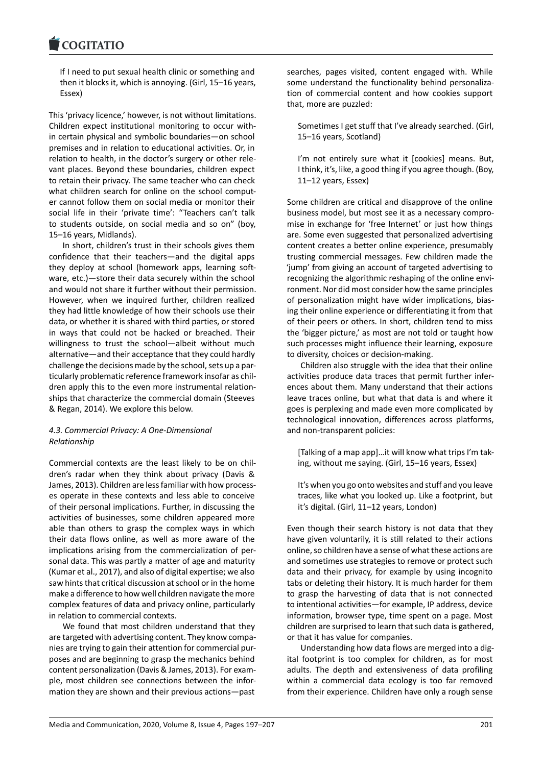If I need to put sexual health clinic or something and then it blocks it, which is annoying. (Girl, 15–16 years, Essex)

This 'privacy licence,' however, is not without limitations. Children expect institutional monitoring to occur within certain physical and symbolic boundaries—on school premises and in relation to educational activities. Or, in relation to health, in the doctor's surgery or other relevant places. Beyond these boundaries, children expect to retain their privacy. The same teacher who can check what children search for online on the school computer cannot follow them on social media or monitor their social life in their 'private time': "Teachers can't talk to students outside, on social media and so on" (boy, 15–16 years, Midlands).

In short, children's trust in their schools gives them confidence that their teachers—and the digital apps they deploy at school (homework apps, learning software, etc.)—store their data securely within the school and would not share it further without their permission. However, when we inquired further, children realized they had little knowledge of how their schools use their data, or whether it is shared with third parties, or stored in ways that could not be hacked or breached. Their willingness to trust the school—albeit without much alternative—and their acceptance that they could hardly challenge the decisions made by the school, sets up a particularly problematic reference framework insofar as children apply this to the even more instrumental relationships that characterize the commercial domain (Steeves & Regan, 2014). We explore this below.

### *4.3. Commercial Privacy: A One-Dimensional Relationship*

Commercial contexts are the least likely to be on children's radar when they think about privacy (Davis & James, 2013). Children are less familiar with how processes operate in these contexts and less able to conceive of their personal implications. Further, in discussing the activities of businesses, some children appeared more able than others to grasp the complex ways in which their data flows online, as well as more aware of the implications arising from the commercialization of personal data. This was partly a matter of age and maturity (Kumar et al., 2017), and also of digital expertise; we also saw hints that critical discussion at school or in the home make a difference to how well children navigate the more complex features of data and privacy online, particularly in relation to commercial contexts.

We found that most children understand that they are targeted with advertising content. They know companies are trying to gain their attention for commercial purposes and are beginning to grasp the mechanics behind content personalization (Davis & James, 2013). For example, most children see connections between the information they are shown and their previous actions—past searches, pages visited, content engaged with. While some understand the functionality behind personalization of commercial content and how cookies support that, more are puzzled:

Sometimes I get stuff that I've already searched. (Girl, 15–16 years, Scotland)

I'm not entirely sure what it [cookies] means. But, I think, it's, like, a good thing if you agree though. (Boy, 11–12 years, Essex)

Some children are critical and disapprove of the online business model, but most see it as a necessary compromise in exchange for 'free Internet' or just how things are. Some even suggested that personalized advertising content creates a better online experience, presumably trusting commercial messages. Few children made the 'jump' from giving an account of targeted advertising to recognizing the algorithmic reshaping of the online environment. Nor did most consider how the same principles of personalization might have wider implications, biasing their online experience or differentiating it from that of their peers or others. In short, children tend to miss the 'bigger picture,' as most are not told or taught how such processes might influence their learning, exposure to diversity, choices or decision-making.

Children also struggle with the idea that their online activities produce data traces that permit further inferences about them. Many understand that their actions leave traces online, but what that data is and where it goes is perplexing and made even more complicated by technological innovation, differences across platforms, and non-transparent policies:

[Talking of a map app]…it will know what trips I'm taking, without me saying. (Girl, 15–16 years, Essex)

It's when you go onto websites and stuff and you leave traces, like what you looked up. Like a footprint, but it's digital. (Girl, 11–12 years, London)

Even though their search history is not data that they have given voluntarily, it is still related to their actions online, so children have a sense of what these actions are and sometimes use strategies to remove or protect such data and their privacy, for example by using incognito tabs or deleting their history. It is much harder for them to grasp the harvesting of data that is not connected to intentional activities—for example, IP address, device information, browser type, time spent on a page. Most children are surprised to learn that such data is gathered, or that it has value for companies.

Understanding how data flows are merged into a digital footprint is too complex for children, as for most adults. The depth and extensiveness of data profiling within a commercial data ecology is too far removed from their experience. Children have only a rough sense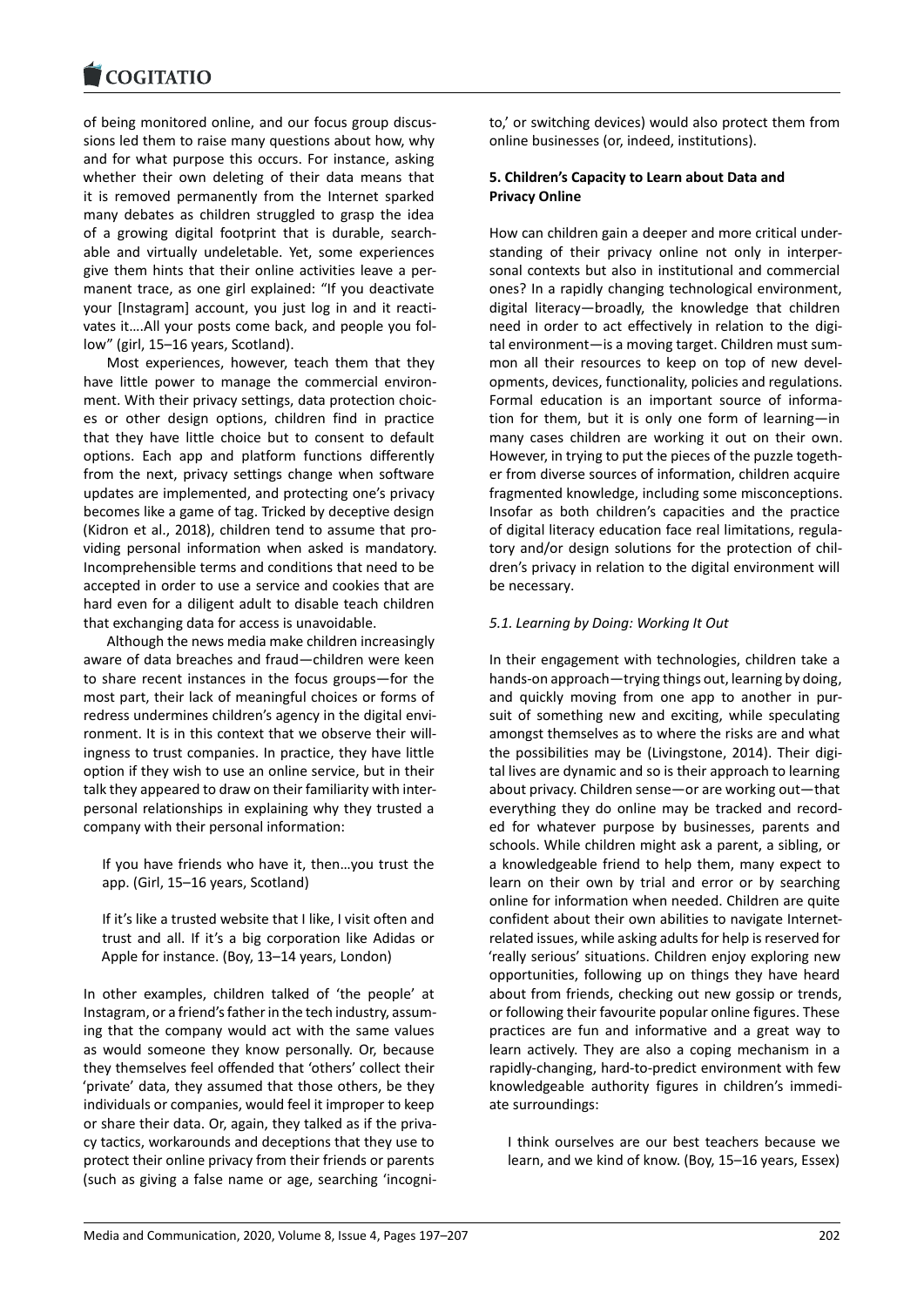of being monitored online, and our focus group discussions led them to raise many questions about how, why and for what purpose this occurs. For instance, asking whether their own deleting of their data means that it is removed permanently from the Internet sparked many debates as children struggled to grasp the idea of a growing digital footprint that is durable, searchable and virtually undeletable. Yet, some experiences give them hints that their online activities leave a permanent trace, as one girl explained: "If you deactivate your [Instagram] account, you just log in and it reactivates it….All your posts come back, and people you follow" (girl, 15–16 years, Scotland).

Most experiences, however, teach them that they have little power to manage the commercial environment. With their privacy settings, data protection choices or other design options, children find in practice that they have little choice but to consent to default options. Each app and platform functions differently from the next, privacy settings change when software updates are implemented, and protecting one's privacy becomes like a game of tag. Tricked by deceptive design (Kidron et al., 2018), children tend to assume that providing personal information when asked is mandatory. Incomprehensible terms and conditions that need to be accepted in order to use a service and cookies that are hard even for a diligent adult to disable teach children that exchanging data for access is unavoidable.

Although the news media make children increasingly aware of data breaches and fraud—children were keen to share recent instances in the focus groups—for the most part, their lack of meaningful choices or forms of redress undermines children's agency in the digital environment. It is in this context that we observe their willingness to trust companies. In practice, they have little option if they wish to use an online service, but in their talk they appeared to draw on their familiarity with interpersonal relationships in explaining why they trusted a company with their personal information:

> If you have friends who have it, then…you trust the app. (Girl, 15–16 years, Scotland)

> If it's like a trusted website that I like, I visit often and trust and all. If it's a big corporation like Adidas or Apple for instance. (Boy, 13–14 years, London)

In other examples, children talked of 'the people' at Instagram, or a friend's father in the tech industry, assuming that the company would act with the same values as would someone they know personally. Or, because they themselves feel offended that 'others' collect their 'private' data, they assumed that those others, be they individuals or companies, would feel it improper to keep or share their data. Or, again, they talked as if the privacy tactics, workarounds and deceptions that they use to protect their online privacy from their friends or parents (such as giving a false name or age, searching 'incognito,' or switching devices) would also protect them from online businesses (or, indeed, institutions).

## 5. Children's Capacity to Learn about Data and Privacy Online

How can children gain a deeper and more critical understanding of their privacy online not only in interpersonal contexts but also in institutional and commercial ones? In a rapidly changing technological environment, digital literacy—broadly, the knowledge that children need in order to act effectively in relation to the digital environment—is a moving target. Children must summon all their resources to keep on top of new developments, devices, functionality, policies and regulations. Formal education is an important source of information for them, but it is only one form of learning—in many cases children are working it out on their own. However, in trying to put the pieces of the puzzle together from diverse sources of information, children acquire fragmented knowledge, including some misconceptions. Insofar as both children's capacities and the practice of digital literacy education face real limitations, regulatory and/or design solutions for the protection of children's privacy in relation to the digital environment will be necessary.

### *5.1. Learning by Doing: Working It Out*

In their engagement with technologies, children take a hands-on approach—trying things out, learning by doing, and quickly moving from one app to another in pursuit of something new and exciting, while speculating amongst themselves as to where the risks are and what the possibilities may be (Livingstone, 2014). Their digital lives are dynamic and so is their approach to learning about privacy. Children sense—or are working out—that everything they do online may be tracked and recorded for whatever purpose by businesses, parents and schools. While children might ask a parent, a sibling, or a knowledgeable friend to help them, many expect to learn on their own by trial and error or by searching online for information when needed. Children are quite confident about their own abilities to navigate Internet-related issues, while asking adults for help is reserved for 'really serious' situations. Children enjoy exploring new opportunities, following up on things they have heard about from friends, checking out new gossip or trends, or following their favourite popular online figures. These practices are fun and informative and a great way to learn actively. They are also a coping mechanism in a rapidly-changing, hard-to-predict environment with few knowledgeable authority figures in children's immediate surroundings:

> I think ourselves are our best teachers because we learn, and we kind of know. (Boy, 15–16 years, Essex)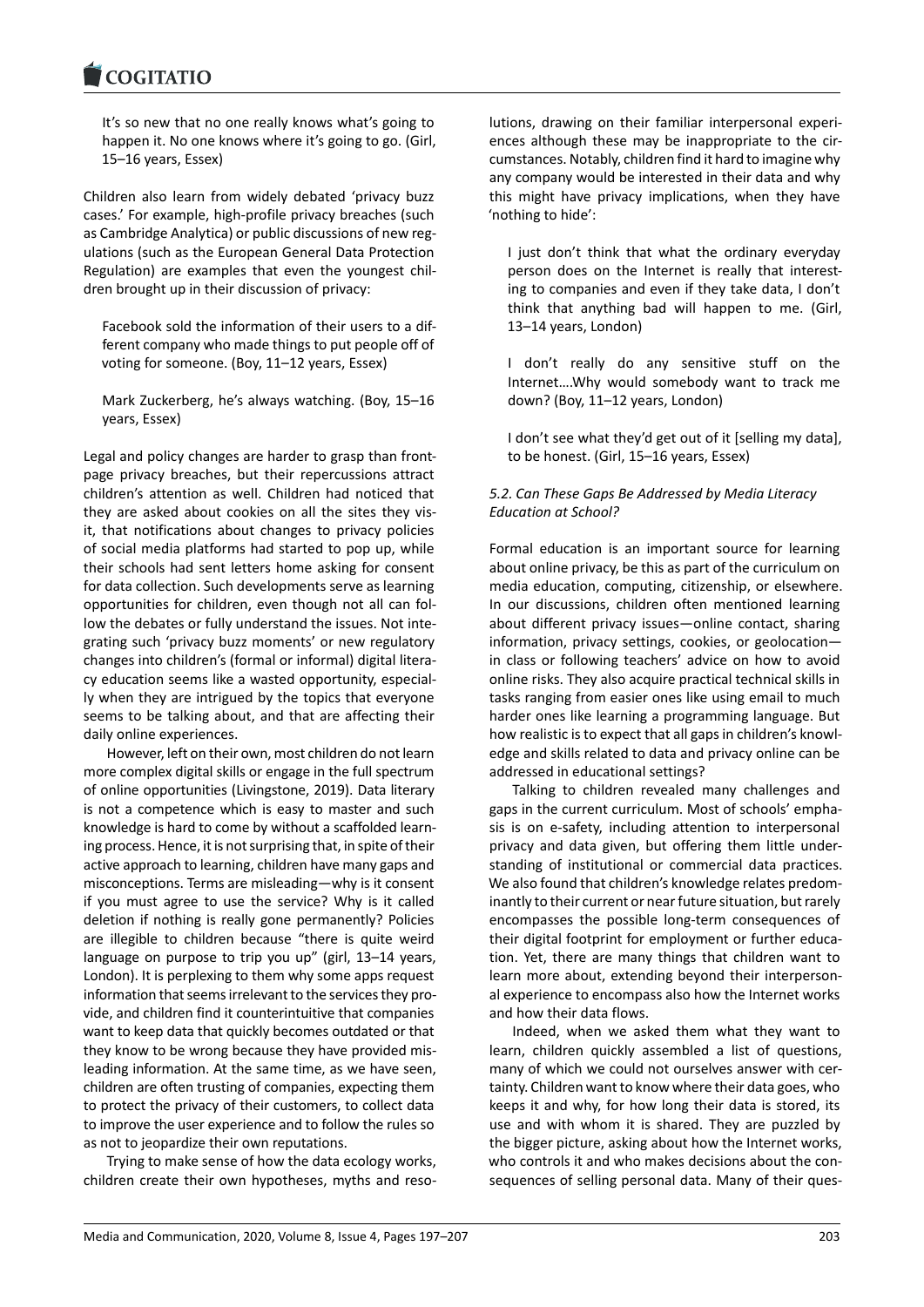> It's so new that no one really knows what's going to happen it. No one knows where it's going to go. (Girl, 15–16 years, Essex)

Children also learn from widely debated 'privacy buzz cases.' For example, high-profile privacy breaches (such as Cambridge Analytica) or public discussions of new regulations (such as the European General Data Protection Regulation) are examples that even the youngest children brought up in their discussion of privacy:

> Facebook sold the information of their users to a different company who made things to put people off of voting for someone. (Boy, 11–12 years, Essex)

> Mark Zuckerberg, he's always watching. (Boy, 15–16 years, Essex)

Legal and policy changes are harder to grasp than front-page privacy breaches, but their repercussions attract children's attention as well. Children had noticed that they are asked about cookies on all the sites they visit, that notifications about changes to privacy policies of social media platforms had started to pop up, while their schools had sent letters home asking for consent for data collection. Such developments serve as learning opportunities for children, even though not all can follow the debates or fully understand the issues. Not integrating such 'privacy buzz moments' or new regulatory changes into children's (formal or informal) digital literacy education seems like a wasted opportunity, especially when they are intrigued by the topics that everyone seems to be talking about, and that are affecting their daily online experiences.

However, left on their own, most children do not learn more complex digital skills or engage in the full spectrum of online opportunities (Livingstone, 2019). Data literary is not a competence which is easy to master and such knowledge is hard to come by without a scaffolded learning process. Hence, it is not surprising that, in spite of their active approach to learning, children have many gaps and misconceptions. Terms are misleading—why is it consent if you must agree to use the service? Why is it called deletion if nothing is really gone permanently? Policies are illegible to children because "there is quite weird language on purpose to trip you up" (girl, 13–14 years, London). It is perplexing to them why some apps request information that seems irrelevant to the services they provide, and children find it counterintuitive that companies want to keep data that quickly becomes outdated or that they know to be wrong because they have provided misleading information. At the same time, as we have seen, children are often trusting of companies, expecting them to protect the privacy of their customers, to collect data to improve the user experience and to follow the rules so as not to jeopardize their own reputations.

Trying to make sense of how the data ecology works, children create their own hypotheses, myths and resolutions, drawing on their familiar interpersonal experiences although these may be inappropriate to the circumstances. Notably, children find it hard to imagine why any company would be interested in their data and why this might have privacy implications, when they have 'nothing to hide':

> I just don't think that what the ordinary everyday person does on the Internet is really that interesting to companies and even if they take data, I don't think that anything bad will happen to me. (Girl, 13–14 years, London)

> I don't really do any sensitive stuff on the Internet….Why would somebody want to track me down? (Boy, 11–12 years, London)

> I don't see what they'd get out of it [selling my data], to be honest. (Girl, 15–16 years, Essex)

### *5.2. Can These Gaps Be Addressed by Media Literacy Education at School?*

Formal education is an important source for learning about online privacy, be this as part of the curriculum on media education, computing, citizenship, or elsewhere. In our discussions, children often mentioned learning about different privacy issues—online contact, sharing information, privacy settings, cookies, or geolocation—in class or following teachers' advice on how to avoid online risks. They also acquire practical technical skills in tasks ranging from easier ones like using email to much harder ones like learning a programming language. But how realistic is to expect that all gaps in children's knowledge and skills related to data and privacy online can be addressed in educational settings?

Talking to children revealed many challenges and gaps in the current curriculum. Most of schools' emphasis is on e-safety, including attention to interpersonal privacy and data given, but offering them little understanding of institutional or commercial data practices. We also found that children's knowledge relates predominantly to their current or near future situation, but rarely encompasses the possible long-term consequences of their digital footprint for employment or further education. Yet, there are many things that children want to learn more about, extending beyond their interpersonal experience to encompass also how the Internet works and how their data flows.

Indeed, when we asked them what they want to learn, children quickly assembled a list of questions, many of which we could not ourselves answer with certainty. Children want to know where their data goes, who keeps it and why, for how long their data is stored, its use and with whom it is shared. They are puzzled by the bigger picture, asking about how the Internet works, who controls it and who makes decisions about the consequences of selling personal data. Many of their ques-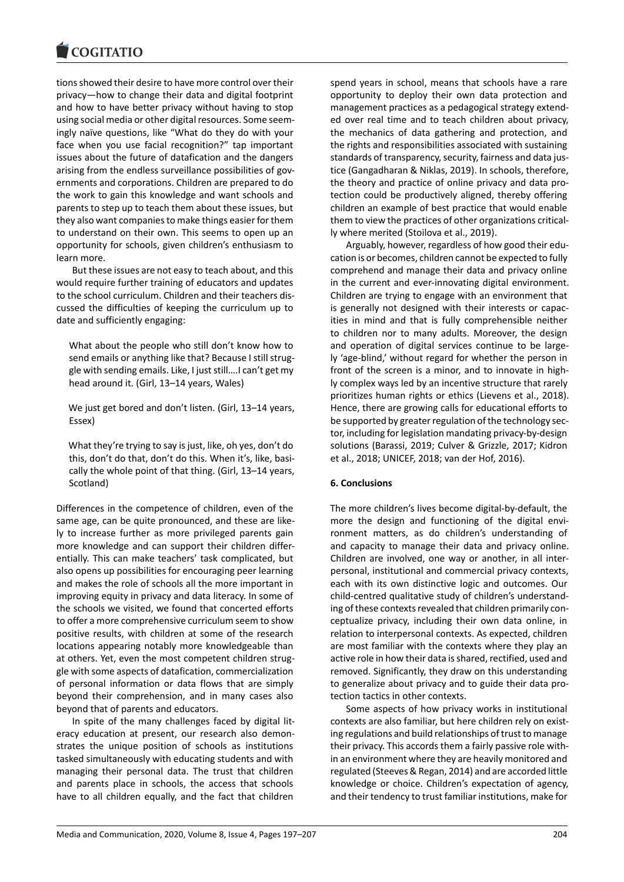tions showed their desire to have more control over their privacy—how to change their data and digital footprint and how to have better privacy without having to stop using social media or other digital resources. Some seemingly naïve questions, like "What do they do with your face when you use facial recognition?" tap important issues about the future of datafication and the dangers arising from the endless surveillance possibilities of governments and corporations. Children are prepared to do the work to gain this knowledge and want schools and parents to step up to teach them about these issues, but they also want companies to make things easier for them to understand on their own. This seems to open up an opportunity for schools, given children's enthusiasm to learn more.

But these issues are not easy to teach about, and this would require further training of educators and updates to the school curriculum. Children and their teachers discussed the difficulties of keeping the curriculum up to date and sufficiently engaging:

> What about the people who still don't know how to send emails or anything like that? Because I still struggle with sending emails. Like, I just still….I can't get my head around it. (Girl, 13–14 years, Wales)

> We just get bored and don't listen. (Girl, 13–14 years, Essex)

> What they're trying to say is just, like, oh yes, don't do this, don't do this, don't do this. When it's, like, basically the whole point of that thing. (Girl, 13–14 years, Scotland)

Differences in the competence of children, even of the same age, can be quite pronounced, and these are likely to increase further as more privileged parents gain more knowledge and can support their children differentially. This can make teachers' task complicated, but also opens up possibilities for encouraging peer learning and makes the role of schools all the more important in improving equity in privacy and data literacy. In some of the schools we visited, we found that concerted efforts to offer a more comprehensive curriculum seem to show positive results, with children at some of the research locations appearing notably more knowledgeable than at others. Yet, even the most competent children struggle with some aspects of datafication, commercialization of personal information or data flows that are simply beyond their comprehension, and in many cases also beyond that of parents and educators.

In spite of the many challenges faced by digital literacy education at present, our research also demonstrates the unique position of schools as institutions tasked simultaneously with educating students and with managing their personal data. The trust that children and parents place in schools, the access that schools have to all children equally, and the fact that children spend years in school, means that schools have a rare opportunity to deploy their own data protection and management practices as a pedagogical strategy extended over real time and to teach children about privacy, the mechanics of data gathering and protection, and the rights and responsibilities associated with sustaining standards of transparency, security, fairness and data justice (Gangadharan & Niklas, 2019). In schools, therefore, the theory and practice of online privacy and data protection could be productively aligned, thereby offering children an example of best practice that would enable them to view the practices of other organizations critically where merited (Stoilova et al., 2019).

Arguably, however, regardless of how good their education is or becomes, children cannot be expected to fully comprehend and manage their data and privacy online in the current and ever-innovating digital environment. Children are trying to engage with an environment that is generally not designed with their interests or capacities in mind and that is fully comprehensible neither to children nor to many adults. Moreover, the design and operation of digital services continue to be largely 'age-blind,' without regard for whether the person in front of the screen is a minor, and to innovate in highly complex ways led by an incentive structure that rarely prioritizes human rights or ethics (Lievens et al., 2018). Hence, there are growing calls for educational efforts to be supported by greater regulation of the technology sector, including for legislation mandating privacy-by-design solutions (Barassi, 2019; Culver & Grizzle, 2017; Kidron et al., 2018; UNICEF, 2018; van der Hof, 2016).

## 6. Conclusions

The more children's lives become digital-by-default, the more the design and functioning of the digital environment matters, as do children's understanding of and capacity to manage their data and privacy online. Children are involved, one way or another, in all interpersonal, institutional and commercial privacy contexts, each with its own distinctive logic and outcomes. Our child-centred qualitative study of children's understanding of these contexts revealed that children primarily conceptualize privacy, including their own data online, in relation to interpersonal contexts. As expected, children are most familiar with the contexts where they play an active role in how their data is shared, rectified, used and removed. Significantly, they draw on this understanding to generalize about privacy and to guide their data protection tactics in other contexts.

Some aspects of how privacy works in institutional contexts are also familiar, but here children rely on existing regulations and build relationships of trust to manage their privacy. This accords them a fairly passive role within an environment where they are heavily monitored and regulated (Steeves & Regan, 2014) and are accorded little knowledge or choice. Children's expectation of agency, and their tendency to trust familiar institutions, make for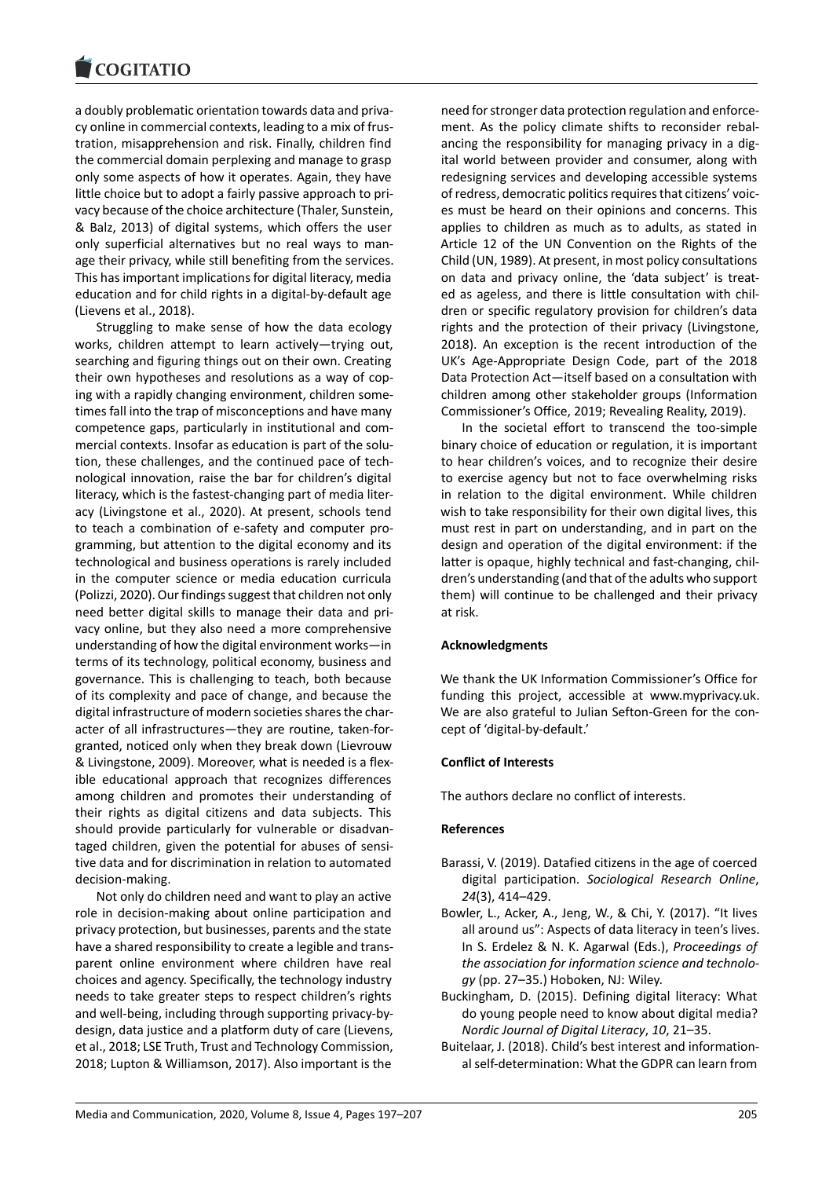a doubly problematic orientation towards data and privacy online in commercial contexts, leading to a mix of frustration, misapprehension and risk. Finally, children find the commercial domain perplexing and manage to grasp only some aspects of how it operates. Again, they have little choice but to adopt a fairly passive approach to privacy because of the choice architecture (Thaler, Sunstein, & Balz, 2013) of digital systems, which offers the user only superficial alternatives but no real ways to manage their privacy, while still benefiting from the services. This has important implications for digital literacy, media education and for child rights in a digital-by-default age (Lievens et al., 2018).

Struggling to make sense of how the data ecology works, children attempt to learn actively—trying out, searching and figuring things out on their own. Creating their own hypotheses and resolutions as a way of coping with a rapidly changing environment, children sometimes fall into the trap of misconceptions and have many competence gaps, particularly in institutional and commercial contexts. Insofar as education is part of the solution, these challenges, and the continued pace of technological innovation, raise the bar for children's digital literacy, which is the fastest-changing part of media literacy (Livingstone et al., 2020). At present, schools tend to teach a combination of e-safety and computer programming, but attention to the digital economy and its technological and business operations is rarely included in the computer science or media education curricula (Polizzi, 2020). Our findings suggest that children not only need better digital skills to manage their data and privacy online, but they also need a more comprehensive understanding of how the digital environment works—in terms of its technology, political economy, business and governance. This is challenging to teach, both because of its complexity and pace of change, and because the digital infrastructure of modern societies shares the character of all infrastructures—they are routine, taken-for-granted, noticed only when they break down (Lievrouw & Livingstone, 2009). Moreover, what is needed is a flexible educational approach that recognizes differences among children and promotes their understanding of their rights as digital citizens and data subjects. This should provide particularly for vulnerable or disadvantaged children, given the potential for abuses of sensitive data and for discrimination in relation to automated decision-making.

Not only do children need and want to play an active role in decision-making about online participation and privacy protection, but businesses, parents and the state have a shared responsibility to create a legible and transparent online environment where children have real choices and agency. Specifically, the technology industry needs to take greater steps to respect children's rights and well-being, including through supporting privacy-by-design, data justice and a platform duty of care (Lievens, et al., 2018; LSE Truth, Trust and Technology Commission, 2018; Lupton & Williamson, 2017). Also important is the need for stronger data protection regulation and enforcement. As the policy climate shifts to reconsider rebalancing the responsibility for managing privacy in a digital world between provider and consumer, along with redesigning services and developing accessible systems of redress, democratic politics requires that citizens' voices must be heard on their opinions and concerns. This applies to children as much as to adults, as stated in Article 12 of the UN Convention on the Rights of the Child (UN, 1989). At present, in most policy consultations on data and privacy online, the 'data subject' is treated as ageless, and there is little consultation with children or specific regulatory provision for children's data rights and the protection of their privacy (Livingstone, 2018). An exception is the recent introduction of the UK's Age-Appropriate Design Code, part of the 2018 Data Protection Act—itself based on a consultation with children among other stakeholder groups (Information Commissioner's Office, 2019; Revealing Reality, 2019).

In the societal effort to transcend the too-simple binary choice of education or regulation, it is important to hear children's voices, and to recognize their desire to exercise agency but not to face overwhelming risks in relation to the digital environment. While children wish to take responsibility for their own digital lives, this must rest in part on understanding, and in part on the design and operation of the digital environment: if the latter is opaque, highly technical and fast-changing, children's understanding (and that of the adults who support them) will continue to be challenged and their privacy at risk.

**Acknowledgments**

We thank the UK Information Commissioner's Office for funding this project, accessible at www.myprivacy.uk. We are also grateful to Julian Sefton-Green for the concept of 'digital-by-default.'

**Conflict of Interests**

The authors declare no conflict of interests.

**References**

Barassi, V. (2019). Datafied citizens in the age of coerced digital participation. *Sociological Research Online*, *24*(3), 414–429.

Bowler, L., Acker, A., Jeng, W., & Chi, Y. (2017). "It lives all around us": Aspects of data literacy in teen's lives. In S. Erdelez & N. K. Agarwal (Eds.), *Proceedings of the association for information science and technology* (pp. 27–35.) Hoboken, NJ: Wiley.

Buckingham, D. (2015). Defining digital literacy: What do young people need to know about digital media? *Nordic Journal of Digital Literacy*, *10*, 21–35.

Buitelaar, J. (2018). Child's best interest and informational self-determination: What the GDPR can learn from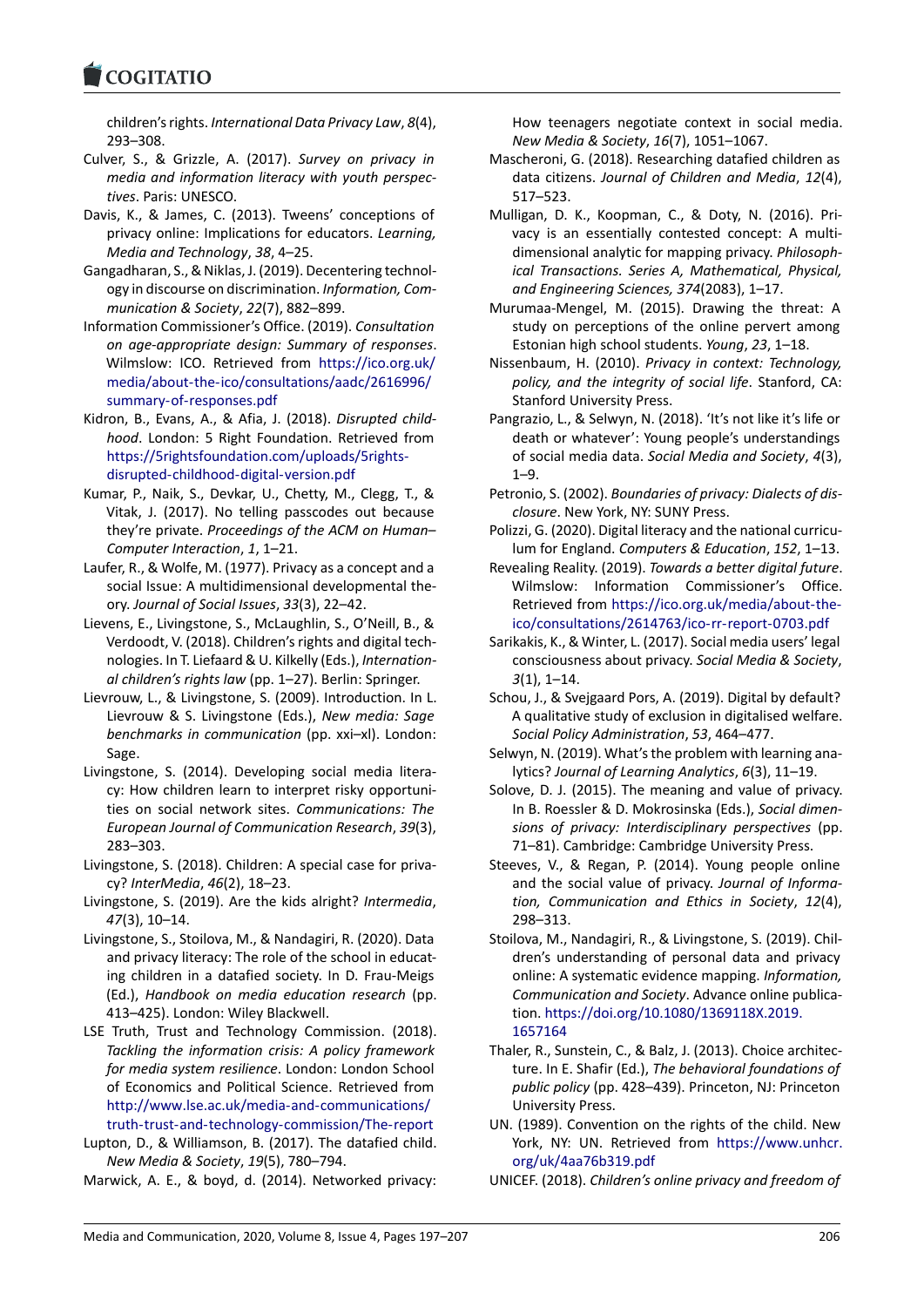children's rights. *International Data Privacy Law*, *8*(4), 293–308.

Culver, S., & Grizzle, A. (2017). *Survey on privacy in media and information literacy with youth perspectives*. Paris: UNESCO.

Davis, K., & James, C. (2013). Tweens' conceptions of privacy online: Implications for educators. *Learning, Media and Technology*, *38*, 4–25.

Gangadharan, S., & Niklas, J. (2019). Decentering technology in discourse on discrimination. *Information, Communication & Society*, *22*(7), 882–899.

Information Commissioner's Office. (2019). *Consultation on age-appropriate design: Summary of responses*. Wilmslow: ICO. Retrieved from https://ico.org.uk/media/about-the-ico/consultations/aadc/2616996/summary-of-responses.pdf

Kidron, B., Evans, A., & Afia, J. (2018). *Disrupted childhood*. London: 5 Right Foundation. Retrieved from https://5rightsfoundation.com/uploads/5rights-disrupted-childhood-digital-version.pdf

Kumar, P., Naik, S., Devkar, U., Chetty, M., Clegg, T., & Vitak, J. (2017). No telling passcodes out because they're private. *Proceedings of the ACM on Human–Computer Interaction*, *1*, 1–21.

Laufer, R., & Wolfe, M. (1977). Privacy as a concept and a social Issue: A multidimensional developmental theory. *Journal of Social Issues*, *33*(3), 22–42.

Lievens, E., Livingstone, S., McLaughlin, S., O'Neill, B., & Verdoodt, V. (2018). Children's rights and digital technologies. In T. Liefaard & U. Kilkelly (Eds.), *International children's rights law* (pp. 1–27). Berlin: Springer.

Lievrouw, L., & Livingstone, S. (2009). Introduction. In L. Lievrouw & S. Livingstone (Eds.), *New media: Sage benchmarks in communication* (pp. xxi–xl). London: Sage.

Livingstone, S. (2014). Developing social media literacy: How children learn to interpret risky opportunities on social network sites. *Communications: The European Journal of Communication Research*, *39*(3), 283–303.

Livingstone, S. (2018). Children: A special case for privacy? *InterMedia*, *46*(2), 18–23.

Livingstone, S. (2019). Are the kids alright? *Intermedia*, *47*(3), 10–14.

Livingstone, S., Stoilova, M., & Nandagiri, R. (2020). Data and privacy literacy: The role of the school in educating children in a datafied society. In D. Frau-Meigs (Ed.), *Handbook on media education research* (pp. 413–425). London: Wiley Blackwell.

LSE Truth, Trust and Technology Commission. (2018). *Tackling the information crisis: A policy framework for media system resilience*. London: London School of Economics and Political Science. Retrieved from http://www.lse.ac.uk/media-and-communications/truth-trust-and-technology-commission/The-report

Lupton, D., & Williamson, B. (2017). The datafied child. *New Media & Society*, *19*(5), 780–794.

Marwick, A. E., & boyd, d. (2014). Networked privacy: How teenagers negotiate context in social media. *New Media & Society*, *16*(7), 1051–1067.

Mascheroni, G. (2018). Researching datafied children as data citizens. *Journal of Children and Media*, *12*(4), 517–523.

Mulligan, D. K., Koopman, C., & Doty, N. (2016). Privacy is an essentially contested concept: A multidimensional analytic for mapping privacy. *Philosophical Transactions. Series A, Mathematical, Physical, and Engineering Sciences, 374*(2083), 1–17.

Murumaa-Mengel, M. (2015). Drawing the threat: A study on perceptions of the online pervert among Estonian high school students. *Young*, *23*, 1–18.

Nissenbaum, H. (2010). *Privacy in context: Technology, policy, and the integrity of social life*. Stanford, CA: Stanford University Press.

Pangrazio, L., & Selwyn, N. (2018). 'It's not like it's life or death or whatever': Young people's understandings of social media data. *Social Media and Society*, *4*(3), 1–9.

Petronio, S. (2002). *Boundaries of privacy: Dialects of disclosure*. New York, NY: SUNY Press.

Polizzi, G. (2020). Digital literacy and the national curriculum for England. *Computers & Education*, *152*, 1–13.

Revealing Reality. (2019). *Towards a better digital future*. Wilmslow: Information Commissioner's Office. Retrieved from https://ico.org.uk/media/about-the-ico/consultations/2614763/ico-rr-report-0703.pdf

Sarikakis, K., & Winter, L. (2017). Social media users' legal consciousness about privacy. *Social Media & Society*, *3*(1), 1–14.

Schou, J., & Svejgaard Pors, A. (2019). Digital by default? A qualitative study of exclusion in digitalised welfare. *Social Policy Administration*, *53*, 464–477.

Selwyn, N. (2019). What's the problem with learning analytics? *Journal of Learning Analytics*, *6*(3), 11–19.

Solove, D. J. (2015). The meaning and value of privacy. In B. Roessler & D. Mokrosinska (Eds.), *Social dimensions of privacy: Interdisciplinary perspectives* (pp. 71–81). Cambridge: Cambridge University Press.

Steeves, V., & Regan, P. (2014). Young people online and the social value of privacy. *Journal of Information, Communication and Ethics in Society*, *12*(4), 298–313.

Stoilova, M., Nandagiri, R., & Livingstone, S. (2019). Children's understanding of personal data and privacy online: A systematic evidence mapping. *Information, Communication and Society*. Advance online publication. https://doi.org/10.1080/1369118X.2019.1657164

Thaler, R., Sunstein, C., & Balz, J. (2013). Choice architecture. In E. Shafir (Ed.), *The behavioral foundations of public policy* (pp. 428–439). Princeton, NJ: Princeton University Press.

UN. (1989). Convention on the rights of the child. New York, NY: UN. Retrieved from https://www.unhcr.org/uk/4aa76b319.pdf

UNICEF. (2018). *Children's online privacy and freedom of*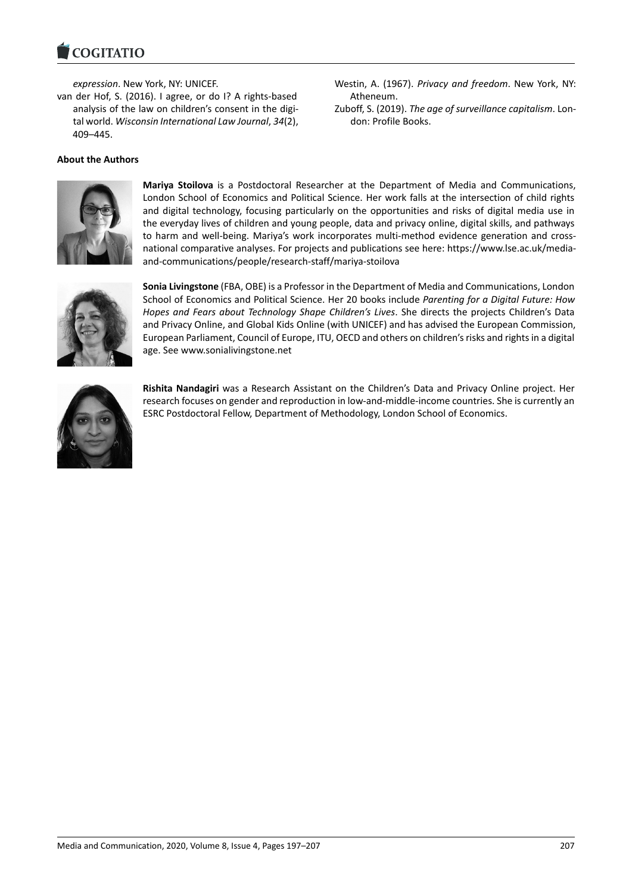*expression*. New York, NY: UNICEF.

van der Hof, S. (2016). I agree, or do I? A rights-based analysis of the law on children's consent in the digital world. *Wisconsin International Law Journal*, *34*(2), 409–445.

Westin, A. (1967). *Privacy and freedom*. New York, NY: Atheneum.

Zuboff, S. (2019). *The age of surveillance capitalism*. London: Profile Books.

**About the Authors**

**Mariya Stoilova** is a Postdoctoral Researcher at the Department of Media and Communications, London School of Economics and Political Science. Her work falls at the intersection of child rights and digital technology, focusing particularly on the opportunities and risks of digital media use in the everyday lives of children and young people, data and privacy online, digital skills, and pathways to harm and well-being. Mariya's work incorporates multi-method evidence generation and cross-national comparative analyses. For projects and publications see here: https://www.lse.ac.uk/media-and-communications/people/research-staff/mariya-stoilova

**Sonia Livingstone** (FBA, OBE) is a Professor in the Department of Media and Communications, London School of Economics and Political Science. Her 20 books include *Parenting for a Digital Future: How Hopes and Fears about Technology Shape Children's Lives*. She directs the projects Children's Data and Privacy Online, and Global Kids Online (with UNICEF) and has advised the European Commission, European Parliament, Council of Europe, ITU, OECD and others on children's risks and rights in a digital age. See www.sonialivingstone.net

**Rishita Nandagiri** was a Research Assistant on the Children's Data and Privacy Online project. Her research focuses on gender and reproduction in low-and-middle-income countries. She is currently an ESRC Postdoctoral Fellow, Department of Methodology, London School of Economics.